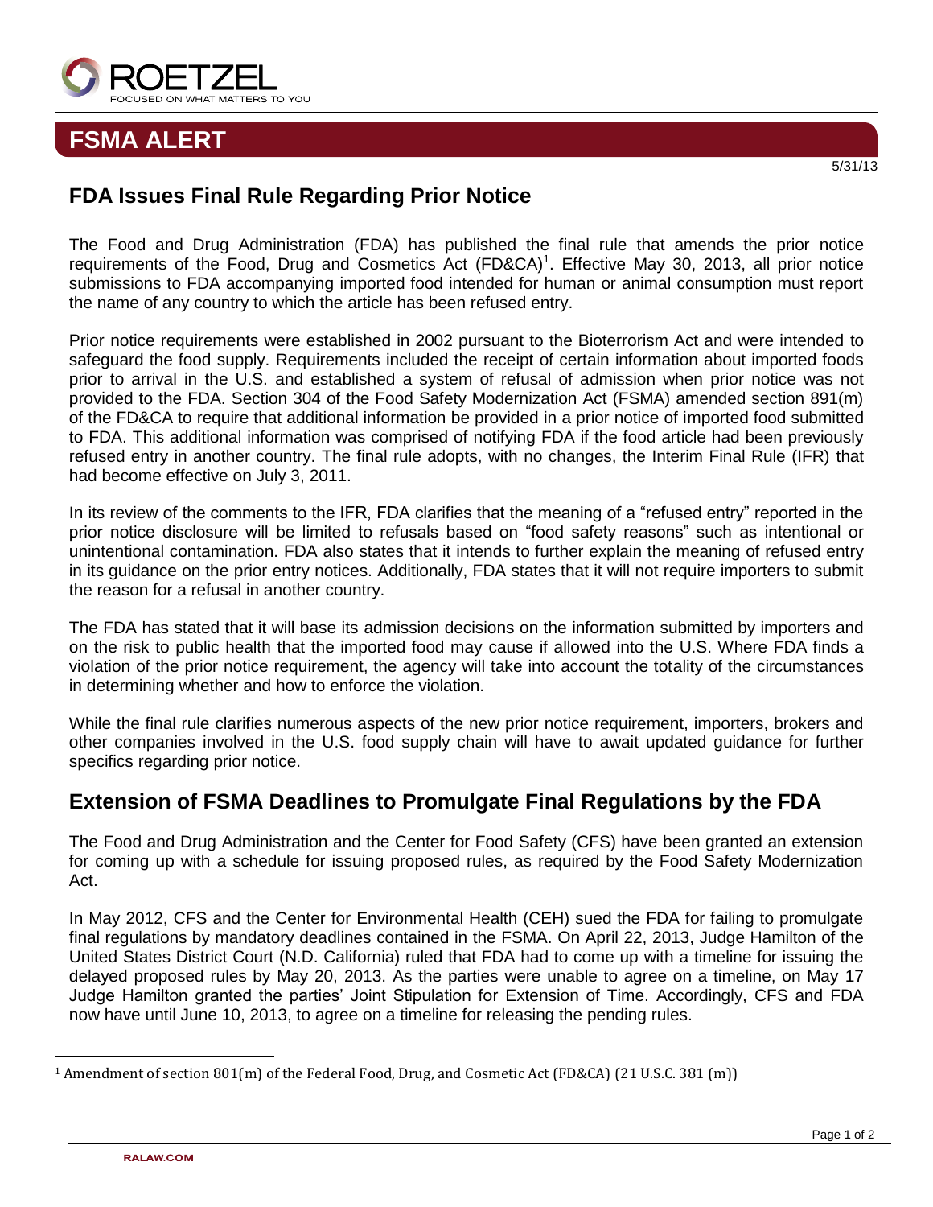# FSMA ALERT

5/31/13

## FDA Issues Final Rule Regarding Prior Notice

The Food and Drug Administration (FDA) has published the final rule that amends the prior notice requirements of the Food, Drug and Cosmetics Act (FD&CA)[1]. Effective May 30, 2013, all prior notice submissions to FDA accompanying imported food intended for human or animal consumption must report the name of any country to which the article has been refused entry.

Prior notice requirements were established in 2002 pursuant to the Bioterrorism Act and were intended to safeguard the food supply. Requirements included the receipt of certain information about imported foods prior to arrival in the U.S. and established a system of refusal of admission when prior notice was not provided to the FDA. Section 304 of the Food Safety Modernization Act (FSMA) amended section 891(m) of the FD&CA to require that additional information be provided in a prior notice of imported food submitted to FDA. This additional information was comprised of notifying FDA if the food article had been previously refused entry in another country. The final rule adopts, with no changes, the Interim Final Rule (IFR) that had become effective on July 3, 2011.

In its review of the comments to the IFR, FDA clarifies that the meaning of a "refused entry" reported in the prior notice disclosure will be limited to refusals based on "food safety reasons" such as intentional or unintentional contamination. FDA also states that it intends to further explain the meaning of refused entry in its guidance on the prior entry notices. Additionally, FDA states that it will not require importers to submit the reason for a refusal in another country.

The FDA has stated that it will base its admission decisions on the information submitted by importers and on the risk to public health that the imported food may cause if allowed into the U.S. Where FDA finds a violation of the prior notice requirement, the agency will take into account the totality of the circumstances in determining whether and how to enforce the violation.

While the final rule clarifies numerous aspects of the new prior notice requirement, importers, brokers and other companies involved in the U.S. food supply chain will have to await updated guidance for further specifics regarding prior notice.

## Extension of FSMA Deadlines to Promulgate Final Regulations by the FDA

The Food and Drug Administration and the Center for Food Safety (CFS) have been granted an extension for coming up with a schedule for issuing proposed rules, as required by the Food Safety Modernization Act.

In May 2012, CFS and the Center for Environmental Health (CEH) sued the FDA for failing to promulgate final regulations by mandatory deadlines contained in the FSMA. On April 22, 2013, Judge Hamilton of the United States District Court (N.D. California) ruled that FDA had to come up with a timeline for issuing the delayed proposed rules by May 20, 2013. As the parties were unable to agree on a timeline, on May 17 Judge Hamilton granted the parties' Joint Stipulation for Extension of Time. Accordingly, CFS and FDA now have until June 10, 2013, to agree on a timeline for releasing the pending rules.

---

[1] Amendment of section 801(m) of the Federal Food, Drug, and Cosmetic Act (FD&CA) (21 U.S.C. 381 (m))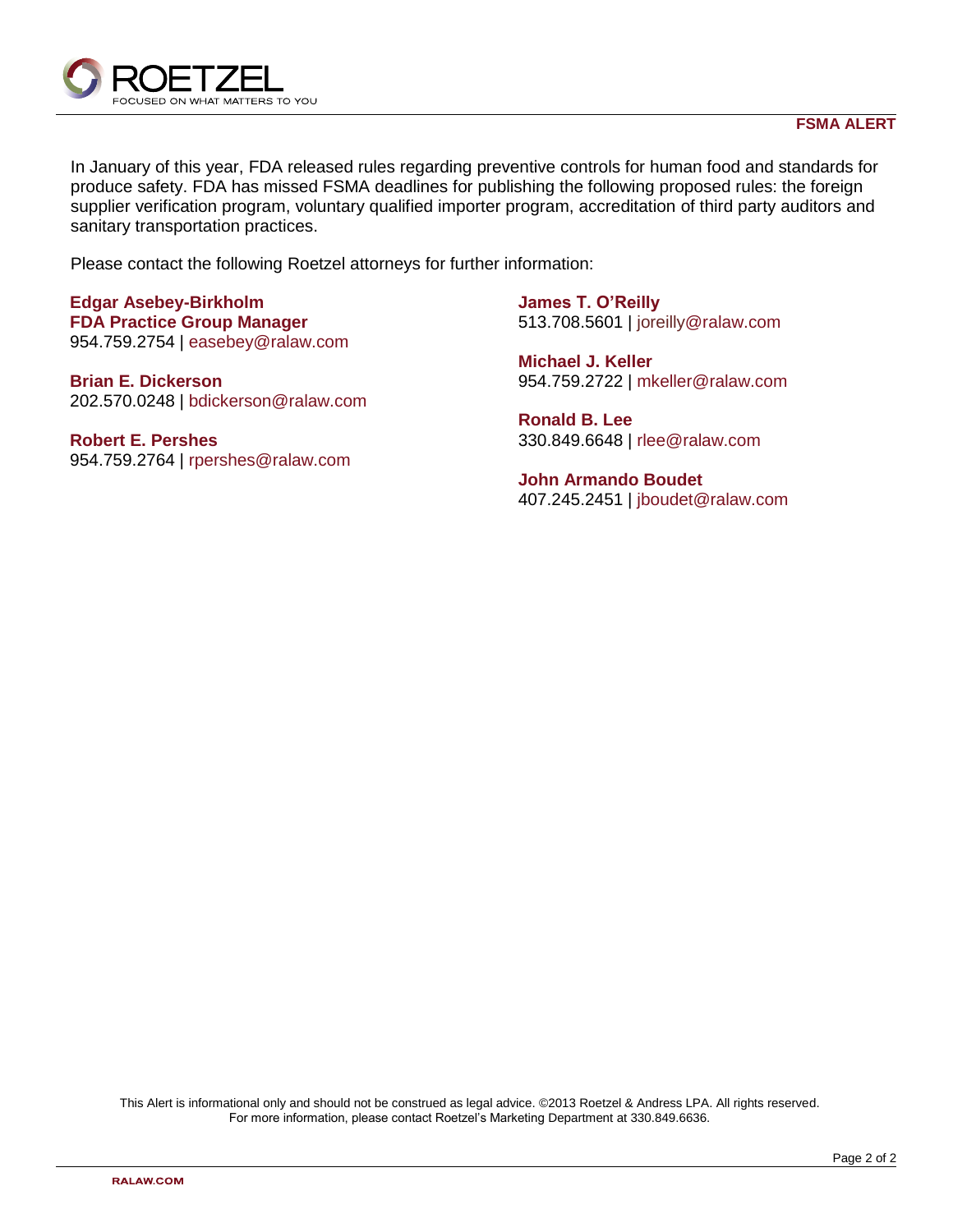In January of this year, FDA released rules regarding preventive controls for human food and standards for produce safety. FDA has missed FSMA deadlines for publishing the following proposed rules: the foreign supplier verification program, voluntary qualified importer program, accreditation of third party auditors and sanitary transportation practices.

Please contact the following Roetzel attorneys for further information:

**Edgar Asebey-Birkholm**
**FDA Practice Group Manager**
954.759.2754 | easebey@ralaw.com

**Brian E. Dickerson**
202.570.0248 | bdickerson@ralaw.com

**Robert E. Pershes**
954.759.2764 | rpershes@ralaw.com

**James T. O'Reilly**
513.708.5601 | joreilly@ralaw.com

**Michael J. Keller**
954.759.2722 | mkeller@ralaw.com

**Ronald B. Lee**
330.849.6648 | rlee@ralaw.com

**John Armando Boudet**
407.245.2451 | jboudet@ralaw.com

This Alert is informational only and should not be construed as legal advice. ©2013 Roetzel & Andress LPA. All rights reserved.
For more information, please contact Roetzel's Marketing Department at 330.849.6636.